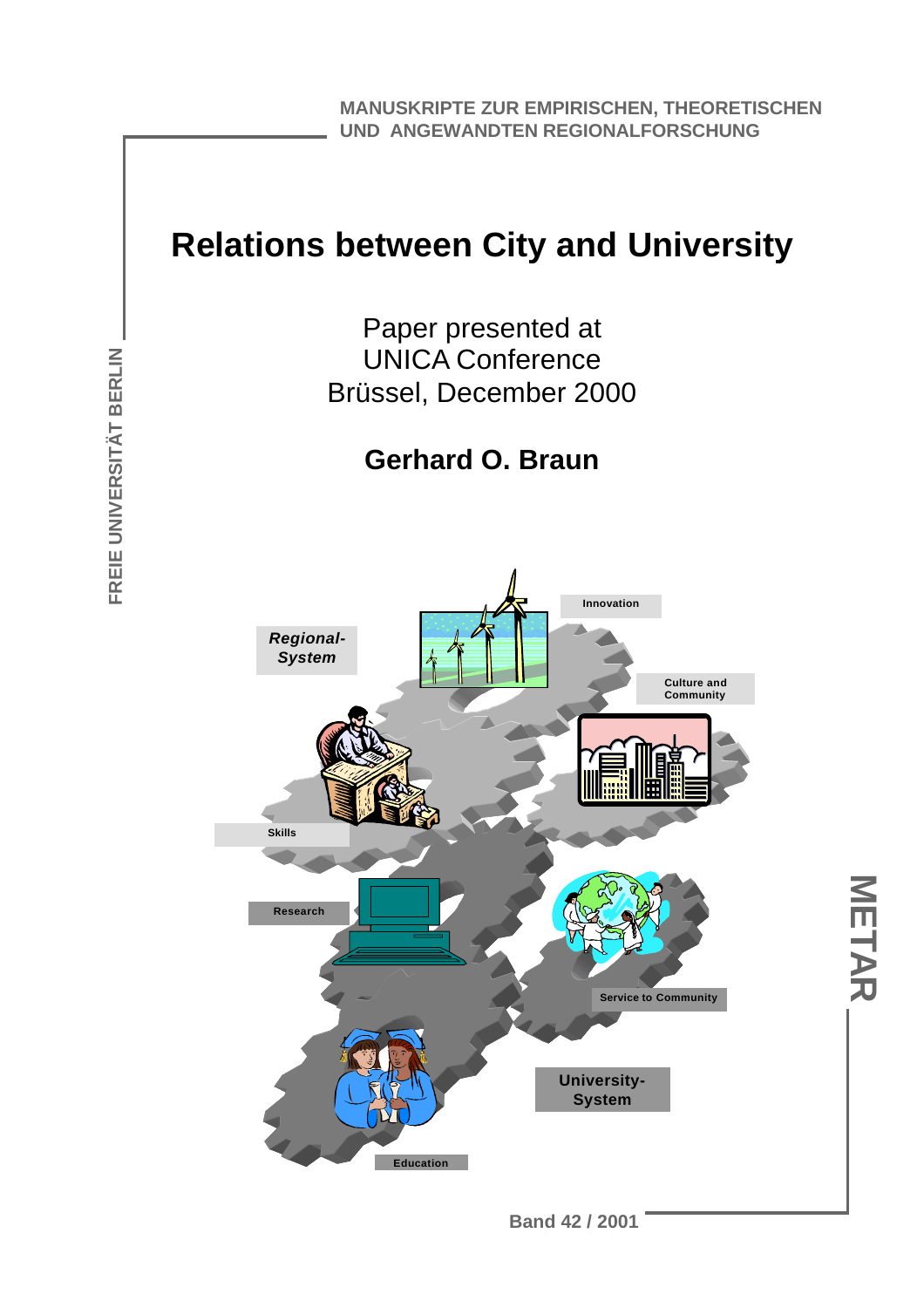MANUSKRIPTE ZUR EMPIRISCHEN, THEORETISCHEN UND ANGEWANDTEN REGIONALFORSCHUNG

# Relations between City and University

Paper presented at
UNICA Conference
Brüssel, December 2000

**Gerhard O. Braun**

FREIE UNIVERSITÄT BERLIN

METAR

Band 42 / 2001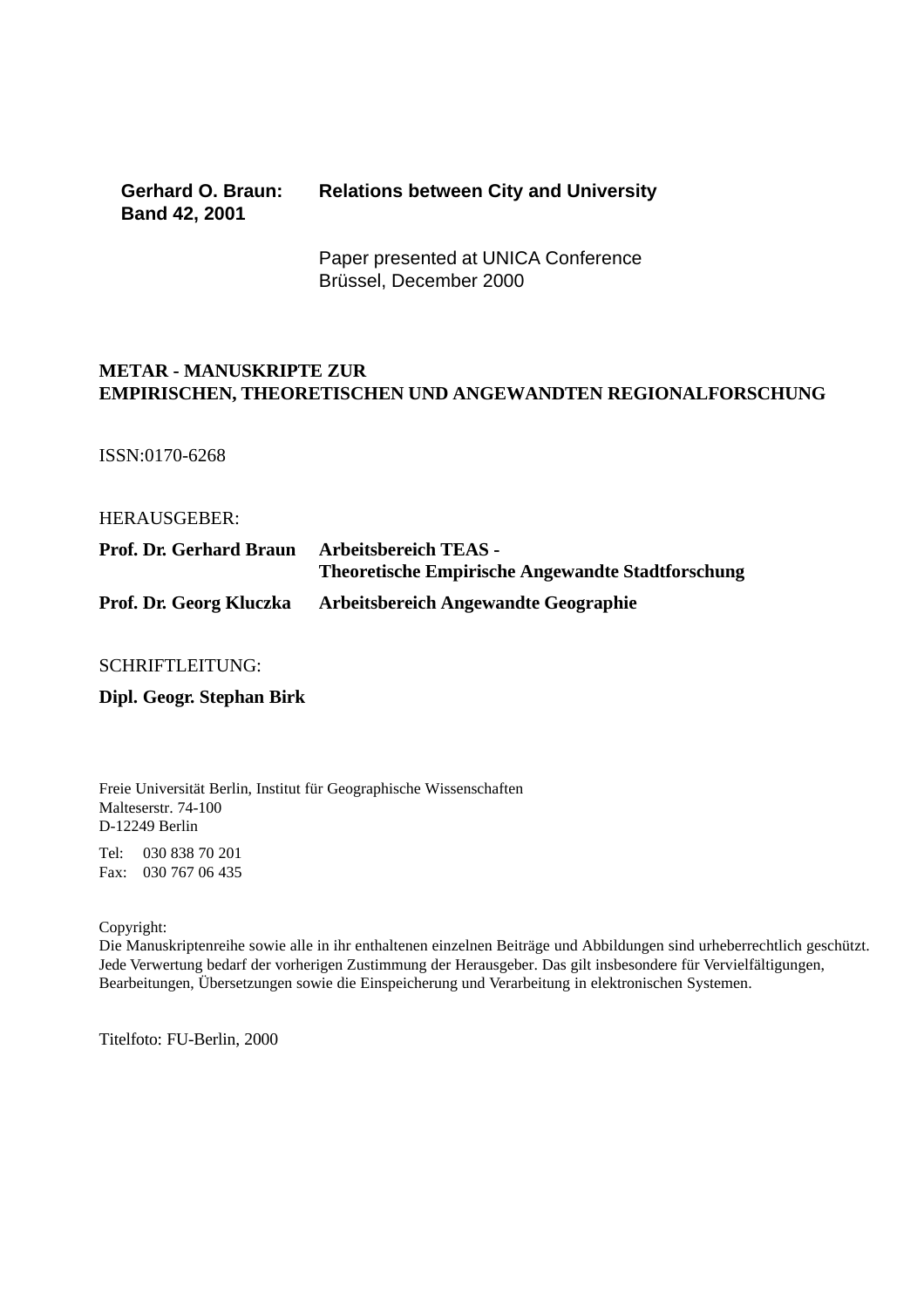**Gerhard O. Braun:** **Relations between City and University**
**Band 42, 2001**

Paper presented at UNICA Conference
Brüssel, December 2000

**METAR - MANUSKRIPTE ZUR**
**EMPIRISCHEN, THEORETISCHEN UND ANGEWANDTEN REGIONALFORSCHUNG**

ISSN:0170-6268

HERAUSGEBER:

| | |
|---|---|
| **Prof. Dr. Gerhard Braun** | **Arbeitsbereich TEAS - Theoretische Empirische Angewandte Stadtforschung** |
| **Prof. Dr. Georg Kluczka** | **Arbeitsbereich Angewandte Geographie** |

SCHRIFTLEITUNG:

**Dipl. Geogr. Stephan Birk**

Freie Universität Berlin, Institut für Geographische Wissenschaften
Malteserstr. 74-100
D-12249 Berlin

Tel: 030 838 70 201
Fax: 030 767 06 435

Copyright:
Die Manuskriptenreihe sowie alle in ihr enthaltenen einzelnen Beiträge und Abbildungen sind urheberrechtlich geschützt. Jede Verwertung bedarf der vorherigen Zustimmung der Herausgeber. Das gilt insbesondere für Vervielfältigungen, Bearbeitungen, Übersetzungen sowie die Einspeicherung und Verarbeitung in elektronischen Systemen.

Titelfoto: FU-Berlin, 2000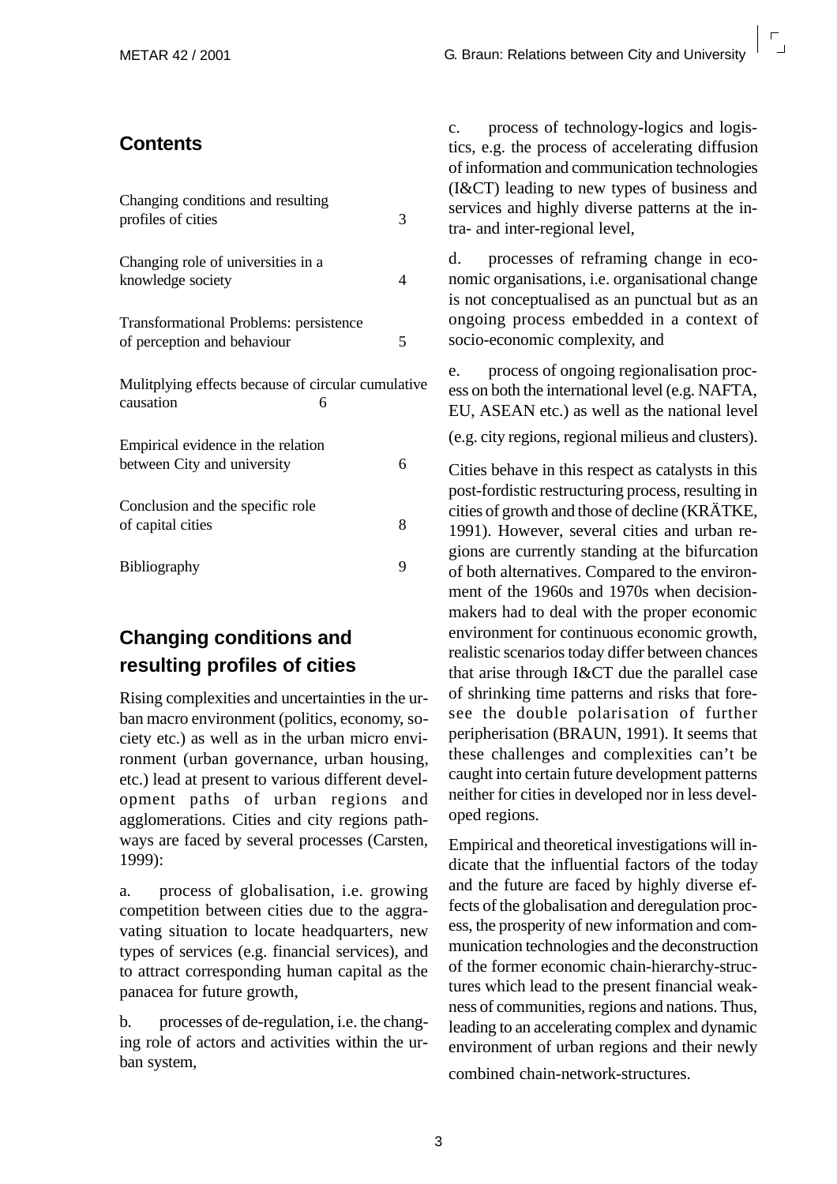## Contents

| | |
|---|---|
| Changing conditions and resulting profiles of cities | 3 |
| Changing role of universities in a knowledge society | 4 |
| Transformational Problems: persistence of perception and behaviour | 5 |
| Mulitplying effects because of circular cumulative causation | 6 |
| Empirical evidence in the relation between City and university | 6 |
| Conclusion and the specific role of capital cities | 8 |
| Bibliography | 9 |

## Changing conditions and resulting profiles of cities

Rising complexities and uncertainties in the urban macro environment (politics, economy, society etc.) as well as in the urban micro environment (urban governance, urban housing, etc.) lead at present to various different development paths of urban regions and agglomerations. Cities and city regions pathways are faced by several processes (Carsten, 1999):

a. process of globalisation, i.e. growing competition between cities due to the aggravating situation to locate headquarters, new types of services (e.g. financial services), and to attract corresponding human capital as the panacea for future growth,

b. processes of de-regulation, i.e. the changing role of actors and activities within the urban system,

c. process of technology-logics and logistics, e.g. the process of accelerating diffusion of information and communication technologies (I&CT) leading to new types of business and services and highly diverse patterns at the intra- and inter-regional level,

d. processes of reframing change in economic organisations, i.e. organisational change is not conceptualised as an punctual but as an ongoing process embedded in a context of socio-economic complexity, and

e. process of ongoing regionalisation process on both the international level (e.g. NAFTA, EU, ASEAN etc.) as well as the national level (e.g. city regions, regional milieus and clusters).

Cities behave in this respect as catalysts in this post-fordistic restructuring process, resulting in cities of growth and those of decline (KRÄTKE, 1991). However, several cities and urban regions are currently standing at the bifurcation of both alternatives. Compared to the environment of the 1960s and 1970s when decision-makers had to deal with the proper economic environment for continuous economic growth, realistic scenarios today differ between chances that arise through I&CT due the parallel case of shrinking time patterns and risks that foresee the double polarisation of further peripherisation (BRAUN, 1991). It seems that these challenges and complexities can't be caught into certain future development patterns neither for cities in developed nor in less developed regions.

Empirical and theoretical investigations will indicate that the influential factors of the today and the future are faced by highly diverse effects of the globalisation and deregulation process, the prosperity of new information and communication technologies and the deconstruction of the former economic chain-hierarchy-structures which lead to the present financial weakness of communities, regions and nations. Thus, leading to an accelerating complex and dynamic environment of urban regions and their newly combined chain-network-structures.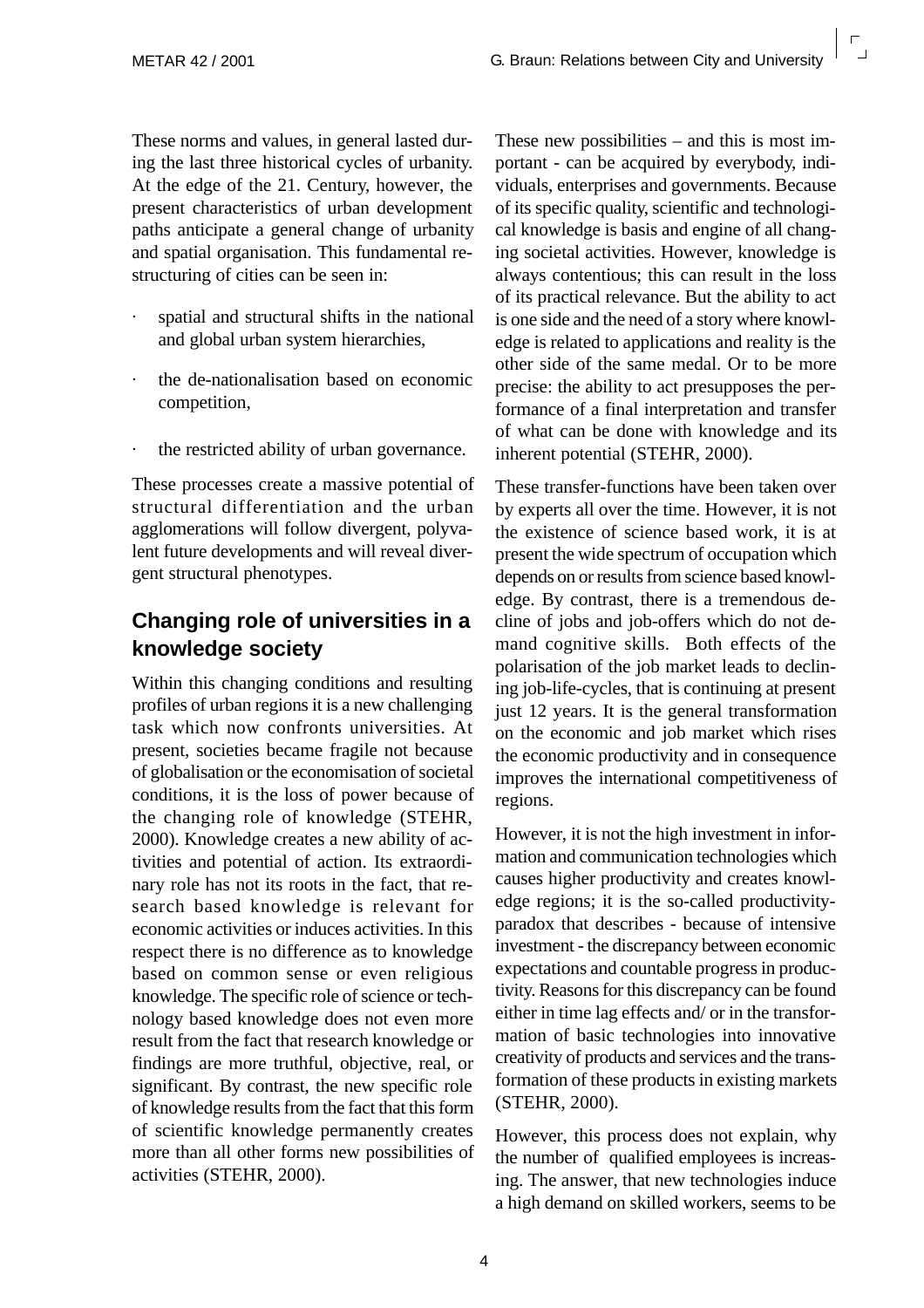These norms and values, in general lasted during the last three historical cycles of urbanity. At the edge of the 21. Century, however, the present characteristics of urban development paths anticipate a general change of urbanity and spatial organisation. This fundamental restructuring of cities can be seen in:

- spatial and structural shifts in the national and global urban system hierarchies,
- the de-nationalisation based on economic competition,
- the restricted ability of urban governance.

These processes create a massive potential of structural differentiation and the urban agglomerations will follow divergent, polyvalent future developments and will reveal divergent structural phenotypes.

## Changing role of universities in a knowledge society

Within this changing conditions and resulting profiles of urban regions it is a new challenging task which now confronts universities. At present, societies became fragile not because of globalisation or the economisation of societal conditions, it is the loss of power because of the changing role of knowledge (STEHR, 2000). Knowledge creates a new ability of activities and potential of action. Its extraordinary role has not its roots in the fact, that research based knowledge is relevant for economic activities or induces activities. In this respect there is no difference as to knowledge based on common sense or even religious knowledge. The specific role of science or technology based knowledge does not even more result from the fact that research knowledge or findings are more truthful, objective, real, or significant. By contrast, the new specific role of knowledge results from the fact that this form of scientific knowledge permanently creates more than all other forms new possibilities of activities (STEHR, 2000).

These new possibilities – and this is most important - can be acquired by everybody, individuals, enterprises and governments. Because of its specific quality, scientific and technological knowledge is basis and engine of all changing societal activities. However, knowledge is always contentious; this can result in the loss of its practical relevance. But the ability to act is one side and the need of a story where knowledge is related to applications and reality is the other side of the same medal. Or to be more precise: the ability to act presupposes the performance of a final interpretation and transfer of what can be done with knowledge and its inherent potential (STEHR, 2000).

These transfer-functions have been taken over by experts all over the time. However, it is not the existence of science based work, it is at present the wide spectrum of occupation which depends on or results from science based knowledge. By contrast, there is a tremendous decline of jobs and job-offers which do not demand cognitive skills. Both effects of the polarisation of the job market leads to declining job-life-cycles, that is continuing at present just 12 years. It is the general transformation on the economic and job market which rises the economic productivity and in consequence improves the international competitiveness of regions.

However, it is not the high investment in information and communication technologies which causes higher productivity and creates knowledge regions; it is the so-called productivity-paradox that describes - because of intensive investment - the discrepancy between economic expectations and countable progress in productivity. Reasons for this discrepancy can be found either in time lag effects and/ or in the transformation of basic technologies into innovative creativity of products and services and the transformation of these products in existing markets (STEHR, 2000).

However, this process does not explain, why the number of qualified employees is increasing. The answer, that new technologies induce a high demand on skilled workers, seems to be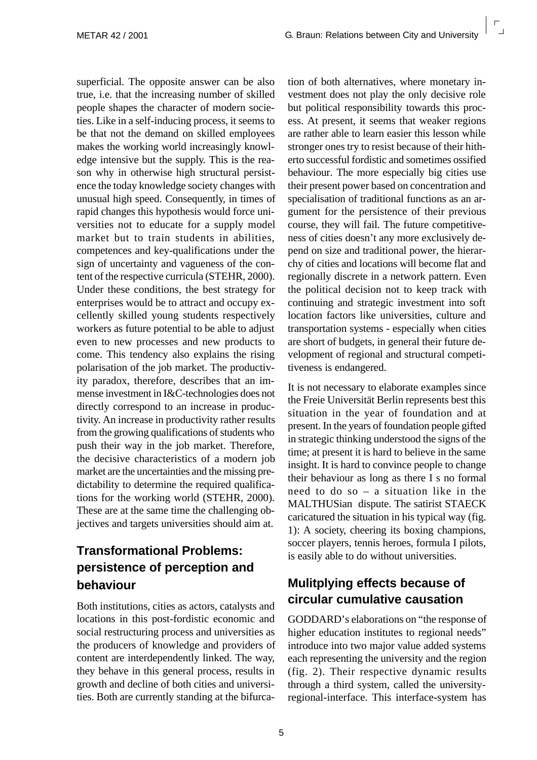superficial. The opposite answer can be also true, i.e. that the increasing number of skilled people shapes the character of modern societies. Like in a self-inducing process, it seems to be that not the demand on skilled employees makes the working world increasingly knowledge intensive but the supply. This is the reason why in otherwise high structural persistence the today knowledge society changes with unusual high speed. Consequently, in times of rapid changes this hypothesis would force universities not to educate for a supply model market but to train students in abilities, competences and key-qualifications under the sign of uncertainty and vagueness of the content of the respective curricula (STEHR, 2000). Under these conditions, the best strategy for enterprises would be to attract and occupy excellently skilled young students respectively workers as future potential to be able to adjust even to new processes and new products to come. This tendency also explains the rising polarisation of the job market. The productivity paradox, therefore, describes that an immense investment in I&C-technologies does not directly correspond to an increase in productivity. An increase in productivity rather results from the growing qualifications of students who push their way in the job market. Therefore, the decisive characteristics of a modern job market are the uncertainties and the missing predictability to determine the required qualifications for the working world (STEHR, 2000). These are at the same time the challenging objectives and targets universities should aim at.

## Transformational Problems: persistence of perception and behaviour

Both institutions, cities as actors, catalysts and locations in this post-fordistic economic and social restructuring process and universities as the producers of knowledge and providers of content are interdependently linked. The way, they behave in this general process, results in growth and decline of both cities and universities. Both are currently standing at the bifurcation of both alternatives, where monetary investment does not play the only decisive role but political responsibility towards this process. At present, it seems that weaker regions are rather able to learn easier this lesson while stronger ones try to resist because of their hitherto successful fordistic and sometimes ossified behaviour. The more especially big cities use their present power based on concentration and specialisation of traditional functions as an argument for the persistence of their previous course, they will fail. The future competitiveness of cities doesn't any more exclusively depend on size and traditional power, the hierarchy of cities and locations will become flat and regionally discrete in a network pattern. Even the political decision not to keep track with continuing and strategic investment into soft location factors like universities, culture and transportation systems - especially when cities are short of budgets, in general their future development of regional and structural competitiveness is endangered.

It is not necessary to elaborate examples since the Freie Universität Berlin represents best this situation in the year of foundation and at present. In the years of foundation people gifted in strategic thinking understood the signs of the time; at present it is hard to believe in the same insight. It is hard to convince people to change their behaviour as long as there I s no formal need to do so – a situation like in the MALTHUSian dispute. The satirist STAECK caricatured the situation in his typical way (fig. 1): A society, cheering its boxing champions, soccer players, tennis heroes, formula I pilots, is easily able to do without universities.

## Mulitplying effects because of circular cumulative causation

GODDARD's elaborations on "the response of higher education institutes to regional needs" introduce into two major value added systems each representing the university and the region (fig. 2). Their respective dynamic results through a third system, called the university-regional-interface. This interface-system has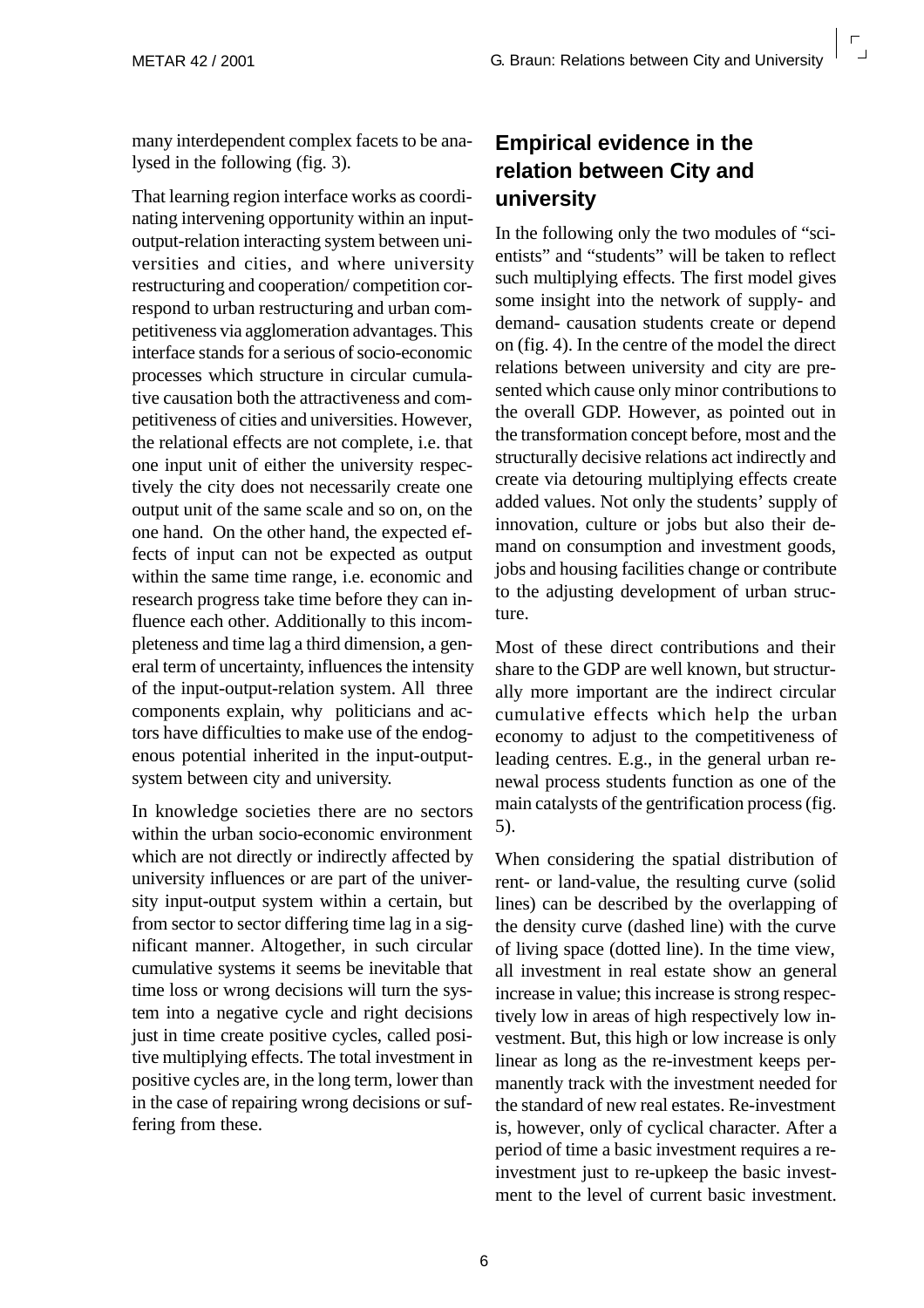many interdependent complex facets to be analysed in the following (fig. 3).

That learning region interface works as coordinating intervening opportunity within an input-output-relation interacting system between universities and cities, and where university restructuring and cooperation/ competition correspond to urban restructuring and urban competitiveness via agglomeration advantages. This interface stands for a serious of socio-economic processes which structure in circular cumulative causation both the attractiveness and competitiveness of cities and universities. However, the relational effects are not complete, i.e. that one input unit of either the university respectively the city does not necessarily create one output unit of the same scale and so on, on the one hand. On the other hand, the expected effects of input can not be expected as output within the same time range, i.e. economic and research progress take time before they can influence each other. Additionally to this incompleteness and time lag a third dimension, a general term of uncertainty, influences the intensity of the input-output-relation system. All three components explain, why politicians and actors have difficulties to make use of the endogenous potential inherited in the input-output-system between city and university.

In knowledge societies there are no sectors within the urban socio-economic environment which are not directly or indirectly affected by university influences or are part of the university input-output system within a certain, but from sector to sector differing time lag in a significant manner. Altogether, in such circular cumulative systems it seems be inevitable that time loss or wrong decisions will turn the system into a negative cycle and right decisions just in time create positive cycles, called positive multiplying effects. The total investment in positive cycles are, in the long term, lower than in the case of repairing wrong decisions or suffering from these.

## Empirical evidence in the relation between City and university

In the following only the two modules of "scientists" and "students" will be taken to reflect such multiplying effects. The first model gives some insight into the network of supply- and demand- causation students create or depend on (fig. 4). In the centre of the model the direct relations between university and city are presented which cause only minor contributions to the overall GDP. However, as pointed out in the transformation concept before, most and the structurally decisive relations act indirectly and create via detouring multiplying effects create added values. Not only the students' supply of innovation, culture or jobs but also their demand on consumption and investment goods, jobs and housing facilities change or contribute to the adjusting development of urban structure.

Most of these direct contributions and their share to the GDP are well known, but structurally more important are the indirect circular cumulative effects which help the urban economy to adjust to the competitiveness of leading centres. E.g., in the general urban renewal process students function as one of the main catalysts of the gentrification process (fig. 5).

When considering the spatial distribution of rent- or land-value, the resulting curve (solid lines) can be described by the overlapping of the density curve (dashed line) with the curve of living space (dotted line). In the time view, all investment in real estate show an general increase in value; this increase is strong respectively low in areas of high respectively low investment. But, this high or low increase is only linear as long as the re-investment keeps permanently track with the investment needed for the standard of new real estates. Re-investment is, however, only of cyclical character. After a period of time a basic investment requires a re-investment just to re-upkeep the basic investment to the level of current basic investment.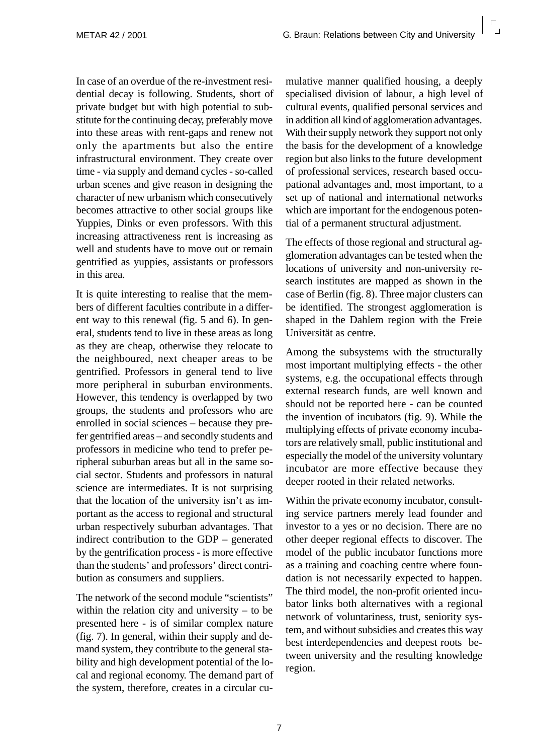In case of an overdue of the re-investment residential decay is following. Students, short of private budget but with high potential to substitute for the continuing decay, preferably move into these areas with rent-gaps and renew not only the apartments but also the entire infrastructural environment. They create over time - via supply and demand cycles - so-called urban scenes and give reason in designing the character of new urbanism which consecutively becomes attractive to other social groups like Yuppies, Dinks or even professors. With this increasing attractiveness rent is increasing as well and students have to move out or remain gentrified as yuppies, assistants or professors in this area.

It is quite interesting to realise that the members of different faculties contribute in a different way to this renewal (fig. 5 and 6). In general, students tend to live in these areas as long as they are cheap, otherwise they relocate to the neighboured, next cheaper areas to be gentrified. Professors in general tend to live more peripheral in suburban environments. However, this tendency is overlapped by two groups, the students and professors who are enrolled in social sciences – because they prefer gentrified areas – and secondly students and professors in medicine who tend to prefer peripheral suburban areas but all in the same social sector. Students and professors in natural science are intermediates. It is not surprising that the location of the university isn't as important as the access to regional and structural urban respectively suburban advantages. That indirect contribution to the GDP – generated by the gentrification process - is more effective than the students' and professors' direct contribution as consumers and suppliers.

The network of the second module "scientists" within the relation city and university – to be presented here - is of similar complex nature (fig. 7). In general, within their supply and demand system, they contribute to the general stability and high development potential of the local and regional economy. The demand part of the system, therefore, creates in a circular cumulative manner qualified housing, a deeply specialised division of labour, a high level of cultural events, qualified personal services and in addition all kind of agglomeration advantages. With their supply network they support not only the basis for the development of a knowledge region but also links to the future development of professional services, research based occupational advantages and, most important, to a set up of national and international networks which are important for the endogenous potential of a permanent structural adjustment.

The effects of those regional and structural agglomeration advantages can be tested when the locations of university and non-university research institutes are mapped as shown in the case of Berlin (fig. 8). Three major clusters can be identified. The strongest agglomeration is shaped in the Dahlem region with the Freie Universität as centre.

Among the subsystems with the structurally most important multiplying effects - the other systems, e.g. the occupational effects through external research funds, are well known and should not be reported here - can be counted the invention of incubators (fig. 9). While the multiplying effects of private economy incubators are relatively small, public institutional and especially the model of the university voluntary incubator are more effective because they deeper rooted in their related networks.

Within the private economy incubator, consulting service partners merely lead founder and investor to a yes or no decision. There are no other deeper regional effects to discover. The model of the public incubator functions more as a training and coaching centre where foundation is not necessarily expected to happen. The third model, the non-profit oriented incubator links both alternatives with a regional network of voluntariness, trust, seniority system, and without subsidies and creates this way best interdependencies and deepest roots between university and the resulting knowledge region.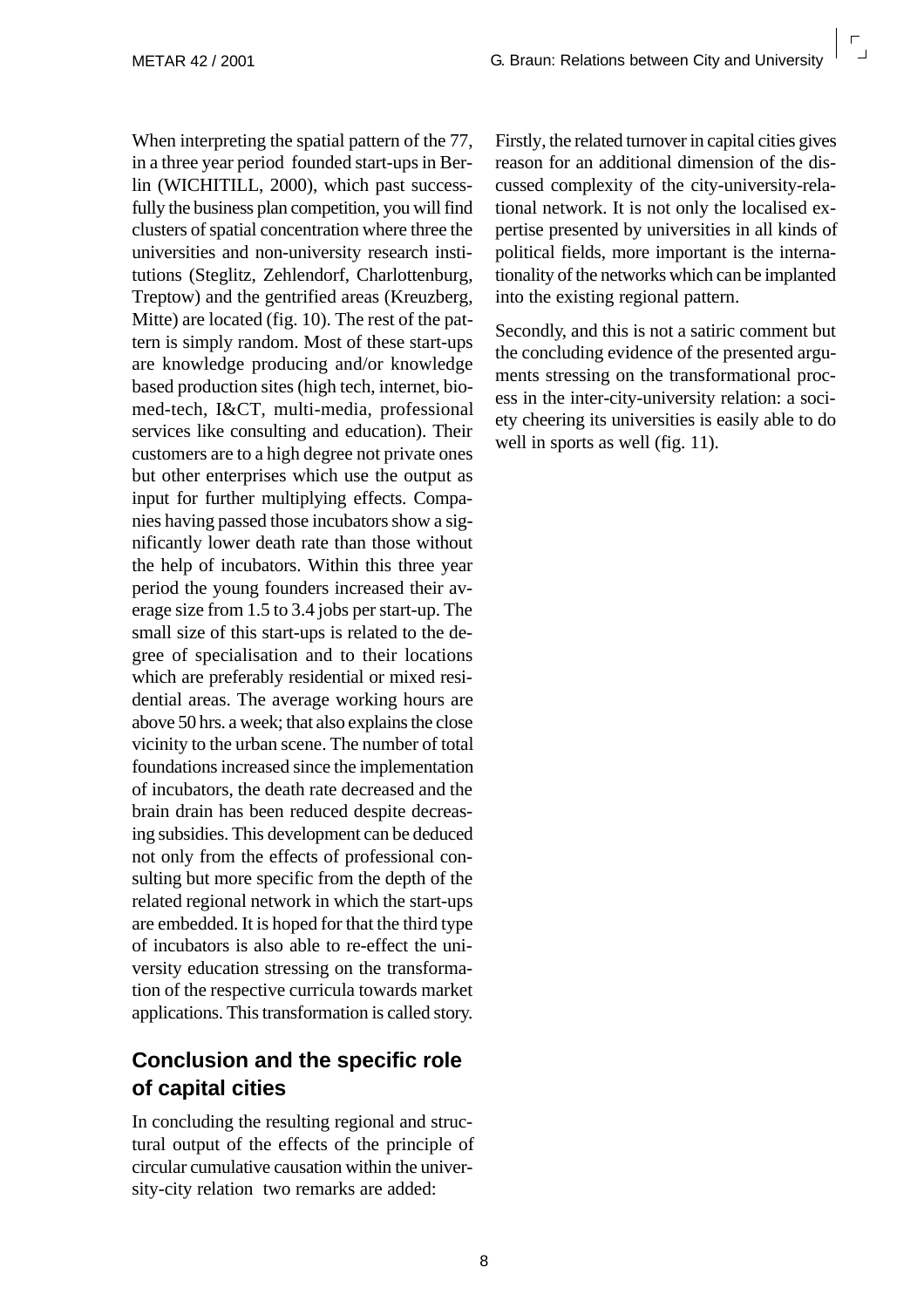When interpreting the spatial pattern of the 77, in a three year period founded start-ups in Berlin (WICHITILL, 2000), which past successfully the business plan competition, you will find clusters of spatial concentration where three the universities and non-university research institutions (Steglitz, Zehlendorf, Charlottenburg, Treptow) and the gentrified areas (Kreuzberg, Mitte) are located (fig. 10). The rest of the pattern is simply random. Most of these start-ups are knowledge producing and/or knowledge based production sites (high tech, internet, biomed-tech, I&CT, multi-media, professional services like consulting and education). Their customers are to a high degree not private ones but other enterprises which use the output as input for further multiplying effects. Companies having passed those incubators show a significantly lower death rate than those without the help of incubators. Within this three year period the young founders increased their average size from 1.5 to 3.4 jobs per start-up. The small size of this start-ups is related to the degree of specialisation and to their locations which are preferably residential or mixed residential areas. The average working hours are above 50 hrs. a week; that also explains the close vicinity to the urban scene. The number of total foundations increased since the implementation of incubators, the death rate decreased and the brain drain has been reduced despite decreasing subsidies. This development can be deduced not only from the effects of professional consulting but more specific from the depth of the related regional network in which the start-ups are embedded. It is hoped for that the third type of incubators is also able to re-effect the university education stressing on the transformation of the respective curricula towards market applications. This transformation is called story.

## Conclusion and the specific role of capital cities

In concluding the resulting regional and structural output of the effects of the principle of circular cumulative causation within the university-city relation two remarks are added:

Firstly, the related turnover in capital cities gives reason for an additional dimension of the discussed complexity of the city-university-relational network. It is not only the localised expertise presented by universities in all kinds of political fields, more important is the internationality of the networks which can be implanted into the existing regional pattern.

Secondly, and this is not a satiric comment but the concluding evidence of the presented arguments stressing on the transformational process in the inter-city-university relation: a society cheering its universities is easily able to do well in sports as well (fig. 11).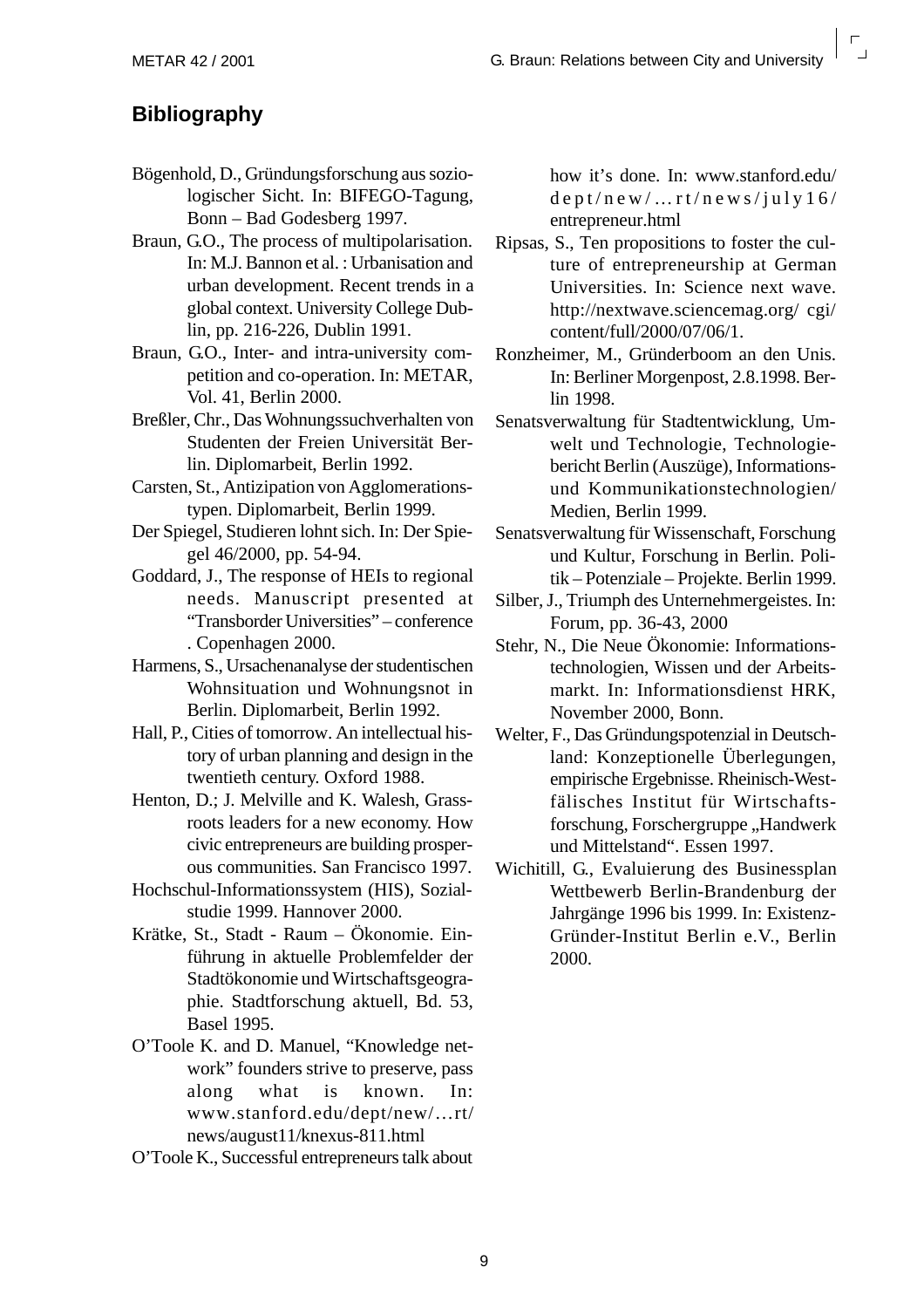## Bibliography

Bögenhold, D., Gründungsforschung aus soziologischer Sicht. In: BIFEGO-Tagung, Bonn – Bad Godesberg 1997.

Braun, G.O., The process of multipolarisation. In: M.J. Bannon et al. : Urbanisation and urban development. Recent trends in a global context. University College Dublin, pp. 216-226, Dublin 1991.

Braun, G.O., Inter- and intra-university competition and co-operation. In: METAR, Vol. 41, Berlin 2000.

Breßler, Chr., Das Wohnungssuchverhalten von Studenten der Freien Universität Berlin. Diplomarbeit, Berlin 1992.

Carsten, St., Antizipation von Agglomerationstypen. Diplomarbeit, Berlin 1999.

Der Spiegel, Studieren lohnt sich. In: Der Spiegel 46/2000, pp. 54-94.

Goddard, J., The response of HEIs to regional needs. Manuscript presented at "Transborder Universities" – conference . Copenhagen 2000.

Harmens, S., Ursachenanalyse der studentischen Wohnsituation und Wohnungsnot in Berlin. Diplomarbeit, Berlin 1992.

Hall, P., Cities of tomorrow. An intellectual history of urban planning and design in the twentieth century. Oxford 1988.

Henton, D.; J. Melville and K. Walesh, Grassroots leaders for a new economy. How civic entrepreneurs are building prosperous communities. San Francisco 1997.

Hochschul-Informationssystem (HIS), Sozialstudie 1999. Hannover 2000.

Krätke, St., Stadt - Raum – Ökonomie. Einführung in aktuelle Problemfelder der Stadtökonomie und Wirtschaftsgeographie. Stadtforschung aktuell, Bd. 53, Basel 1995.

O'Toole K. and D. Manuel, "Knowledge network" founders strive to preserve, pass along what is known. In: www.stanford.edu/dept/new/…rt/news/august11/knexus-811.html

O'Toole K., Successful entrepreneurs talk about how it's done. In: www.stanford.edu/dept/new/…rt/news/july16/entrepreneur.html

Ripsas, S., Ten propositions to foster the culture of entrepreneurship at German Universities. In: Science next wave. http://nextwave.sciencemag.org/ cgi/content/full/2000/07/06/1.

Ronzheimer, M., Gründerboom an den Unis. In: Berliner Morgenpost, 2.8.1998. Berlin 1998.

Senatsverwaltung für Stadtentwicklung, Umwelt und Technologie, Technologiebericht Berlin (Auszüge), Informations- und Kommunikationstechnologien/ Medien, Berlin 1999.

Senatsverwaltung für Wissenschaft, Forschung und Kultur, Forschung in Berlin. Politik – Potenziale – Projekte. Berlin 1999.

Silber, J., Triumph des Unternehmergeistes. In: Forum, pp. 36-43, 2000

Stehr, N., Die Neue Ökonomie: Informationstechnologien, Wissen und der Arbeitsmarkt. In: Informationsdienst HRK, November 2000, Bonn.

Welter, F., Das Gründungspotenzial in Deutschland: Konzeptionelle Überlegungen, empirische Ergebnisse. Rheinisch-Westfälisches Institut für Wirtschaftsforschung, Forschergruppe „Handwerk und Mittelstand". Essen 1997.

Wichitill, G., Evaluierung des Businessplan Wettbewerb Berlin-Brandenburg der Jahrgänge 1996 bis 1999. In: Existenz-Gründer-Institut Berlin e.V., Berlin 2000.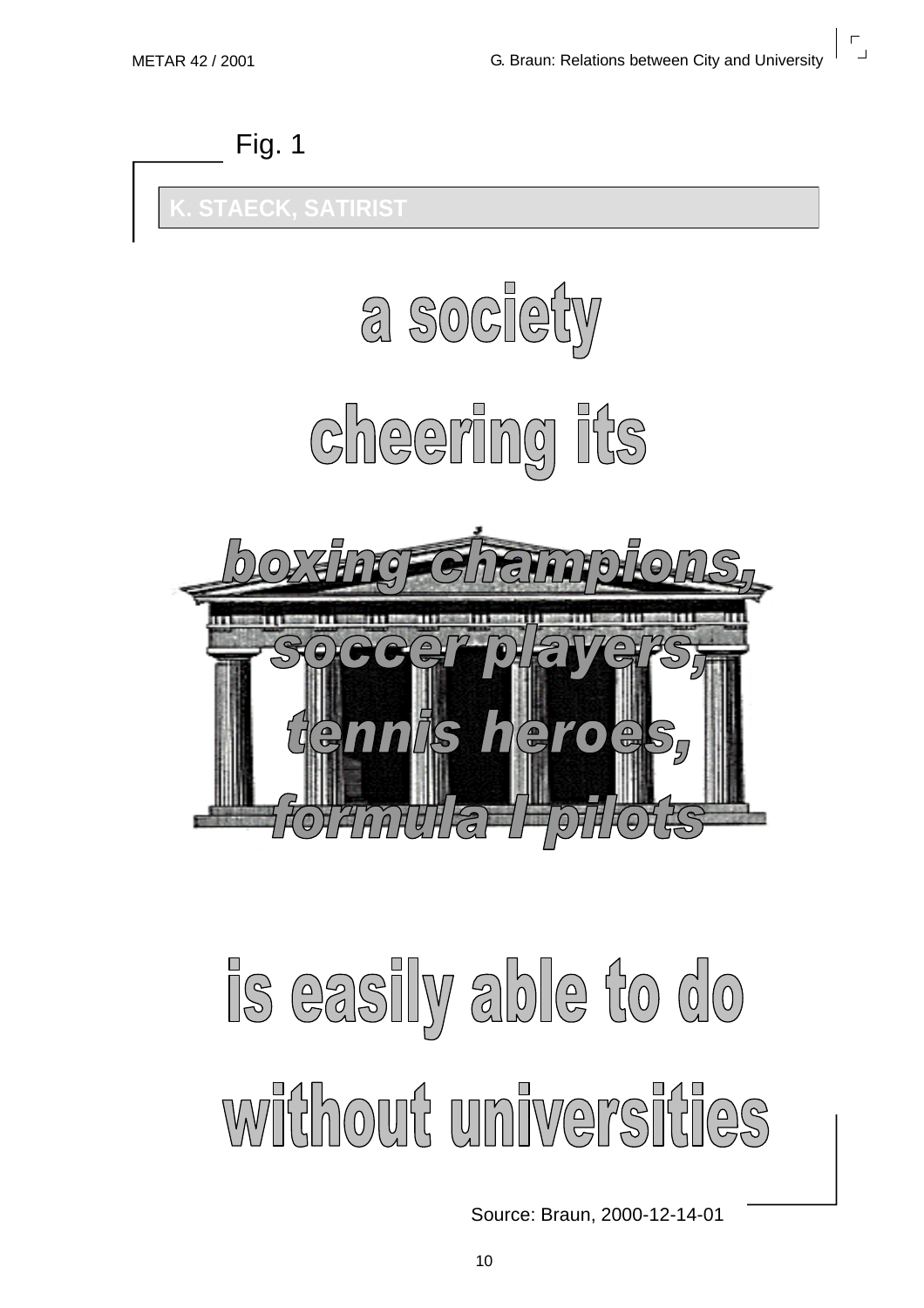Fig. 1

**K. STAECK, SATIRIST**

a society

cheering its

*boxing champions,*

*soccer players,*

*tennis heroes,*

*formula I pilots*

is easily able to do

without universities

Source: Braun, 2000-12-14-01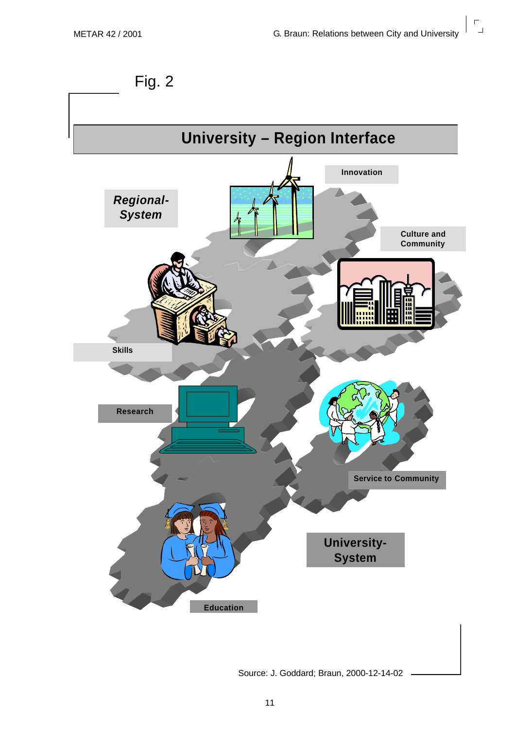Fig. 2

## University – Region Interface

**Innovation**

***Regional-System***

**Culture and Community**

**Skills**

**Research**

**Service to Community**

**University-System**

**Education**

Source: J. Goddard; Braun, 2000-12-14-02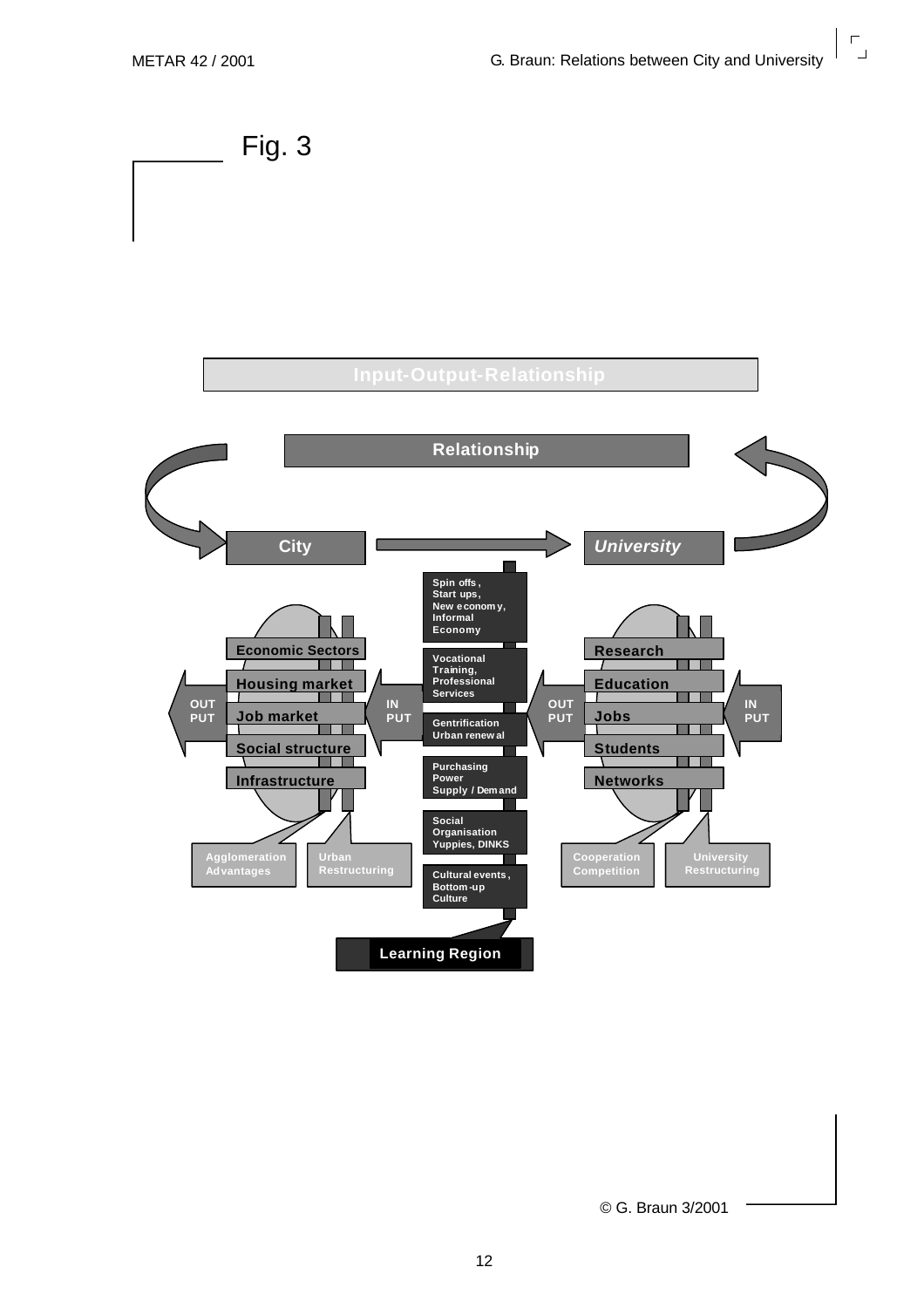Fig. 3

Input-Output-Relationship

Relationship

City → University

Spin offs, Start ups, New economy, Informal Economy

Vocational Training, Professional Services

Gentrification Urban renewal

Purchasing Power Supply / Demand

Social Organisation Yuppies, DINKS

Cultural events, Bottom-up Culture

Learning Region

OUT PUT | Economic Sectors | Housing market | Job market | Social structure | Infrastructure | IN PUT

Agglomeration Advantages

Urban Restructuring

OUT PUT | Research | Education | Jobs | Students | Networks | IN PUT

Cooperation Competition

University Restructuring

© G. Braun 3/2001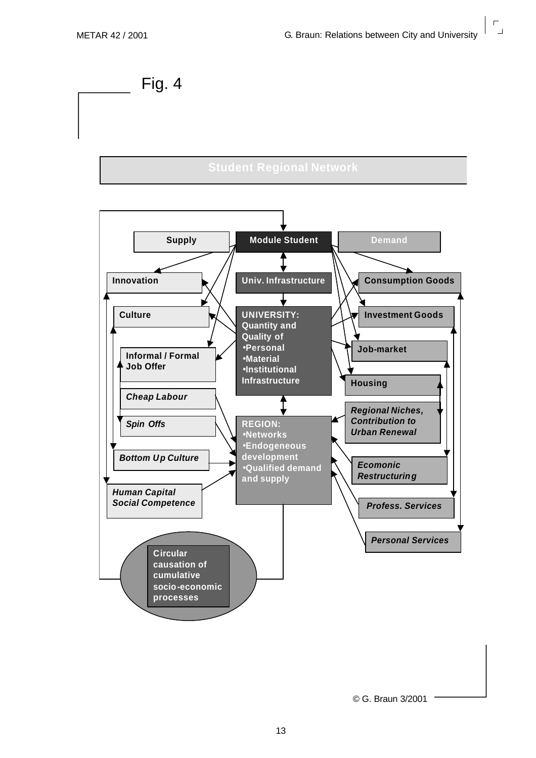Fig. 4

**Student Regional Network**

Supply | Module Student | Demand

Innovation | Univ. Infrastructure | Consumption Goods

Culture

Investment Goods

UNIVERSITY:
Quantity and Quality of
•Personal
•Material
•Institutional Infrastructure

Informal / Formal Job Offer

Job-market

Housing

*Cheap Labour*

*Regional Niches, Contribution to Urban Renewal*

*Spin Offs*

REGION:
•Networks
•Endogeneous development
•Qualified demand and supply

*Bottom Up Culture*

*Ecomonic Restructuring*

*Human Capital Social Competence*

*Profess. Services*

*Personal Services*

Circular causation of cumulative socio-economic processes

© G. Braun 3/2001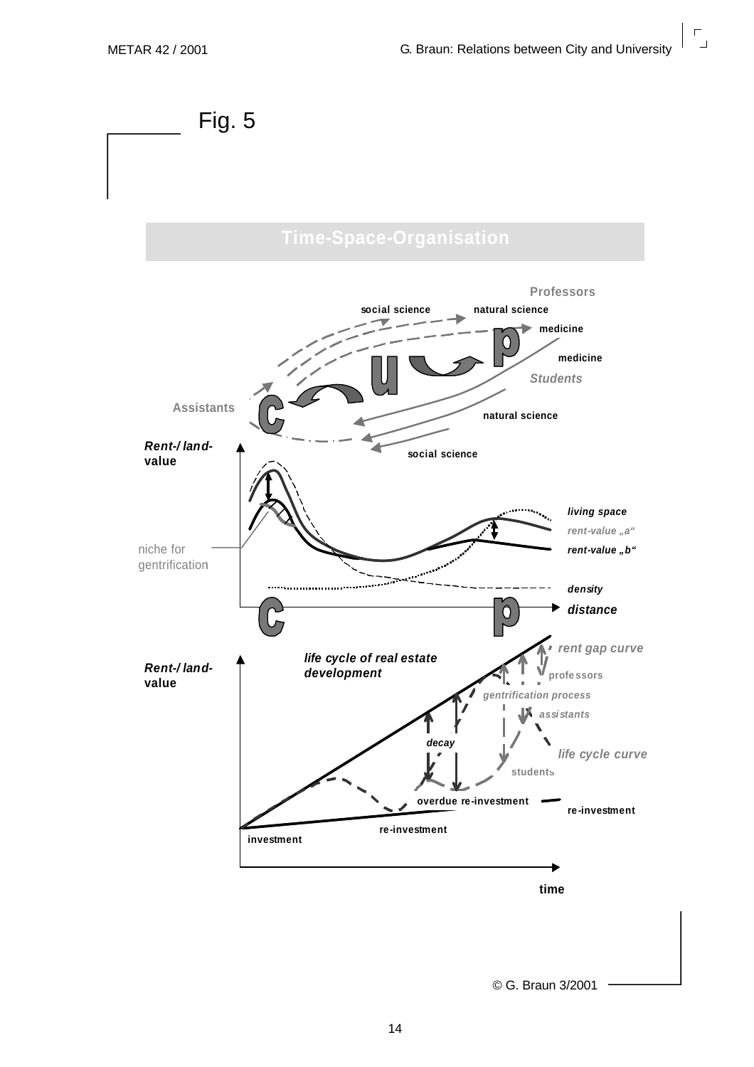Fig. 5

## Time-Space-Organisation

Professors

social science natural science

medicine

medicine

*Students*

Assistants

natural science

social science

***Rent-/ land-value***

niche for gentrification

*living space*

*rent-value „a“*

*rent-value „b“*

*density*

*distance*

***Rent-/ land-value***

*life cycle of real estate development*

*rent gap curve*

professors

*gentrification process*

*assistants*

*decay*

*life cycle curve*

students

overdue re-investment

re-investment

re-investment

investment

time

© G. Braun 3/2001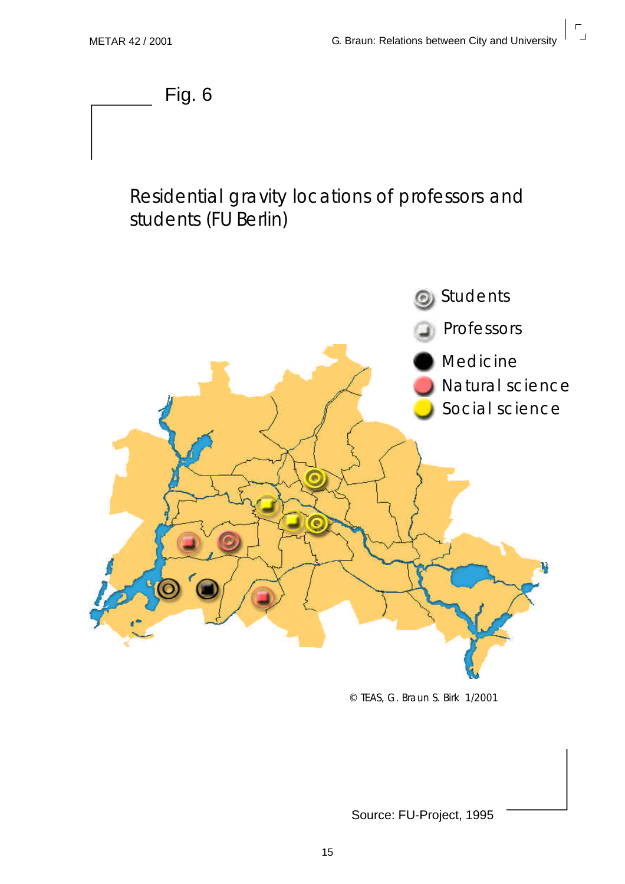Fig. 6

Residential gravity locations of professors and students (FU Berlin)

Students

Professors

Medicine

Natural science

Social science

© TEAS, G. Braun S. Birk 1/2001

Source: FU-Project, 1995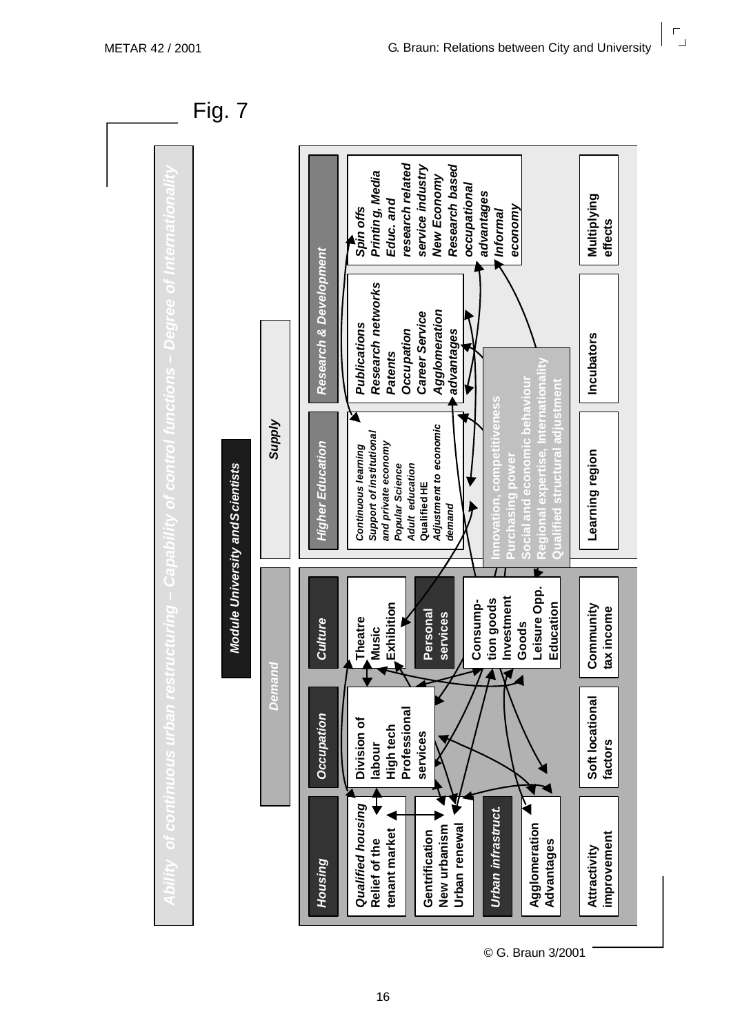Fig. 7

Ability of continuous urban restructuring – Capability of control functions – Degree of Internationality

Module University and Scientists

Demand

Supply

**Housing**

**Qualified housing**
**Relief of the tenant market**

**Gentrification**
**New urbanism**
**Urban renewal**

**Urban infrastruct.**

**Agglomeration Advantages**

**Attractivity improvement**

**Occupation**

**Division of labour**
**High tech**
**Professional services**

**Soft locational factors**

**Culture**

**Theatre**
**Music**
**Exhibition**

**Personal services**

**Consumption goods**
**Investment Goods**
**Leisure Opp.**
**Education**

**Community tax income**

**Higher Education**

*Continuous learning*
*Support of institutional and private economy*
*Popular Science*
*Adult education*
*Qualified HE*
*Adjustment to economic demand*

**Learning region**

**Research & Development**

*Publications*
*Research networks*
*Patents*
*Occupation*
*Career Service*
*Agglomeration advantages*

**Incubators**

*Spin offs*
*Printing, Media*
*Educ. and research related service industry*
*New Economy*
*Research based occupational advantages*
*Informal economy*

**Multiplying effects**

**Innovation, competitiveness**
**Purchasing power**
**Social and economic behaviour**
**Regional expertise, Internationality**
**Qualified structural adjustment**

© G. Braun 3/2001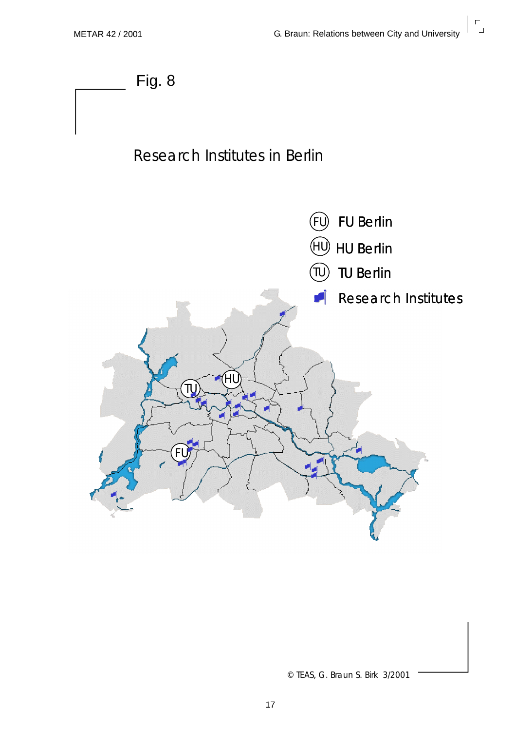Fig. 8

Research Institutes in Berlin

FU Berlin

HU Berlin

TU Berlin

Research Institutes

© TEAS, G. Braun S. Birk 3/2001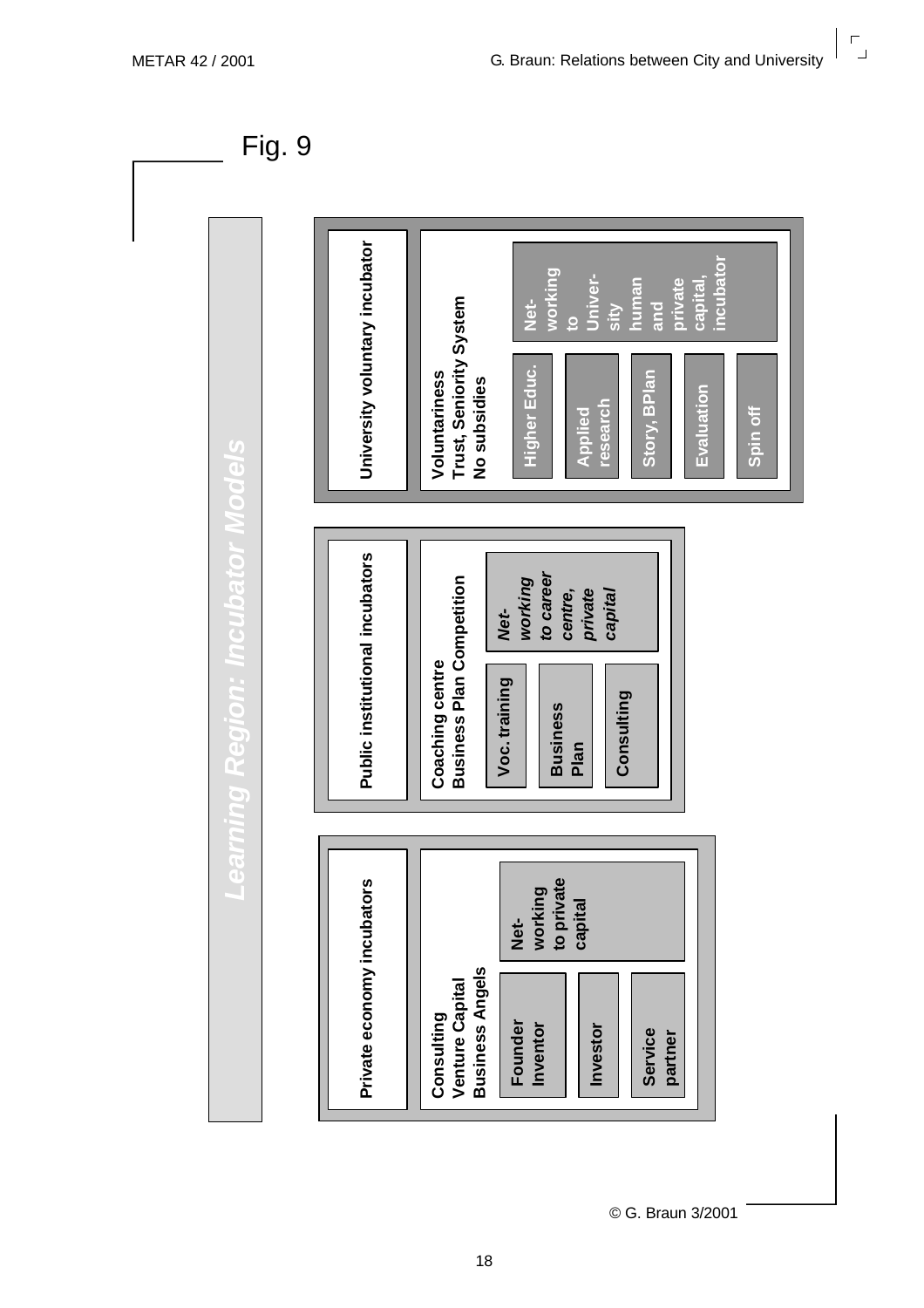Fig. 9

## Learning Region: Incubator Models

**University voluntary incubator**

**Voluntariness**
**Trust, Seniority System**
**No subsidies**

- **Higher Educ.**
- **Applied research**
- **Story, BPlan**
- **Evaluation**
- **Spin off**

**Net-working to University human and private capital, incubator**

**Public institutional incubators**

**Coaching centre**
**Business Plan Competition**

- **Voc. training**
- **Business Plan**
- **Consulting**

***Net-working to career centre, private capital***

**Private economy incubators**

**Consulting**
**Venture Capital**
**Business Angels**

- **Founder Inventor**
- **Investor**
- **Service partner**

**Net-working to private capital**

© G. Braun 3/2001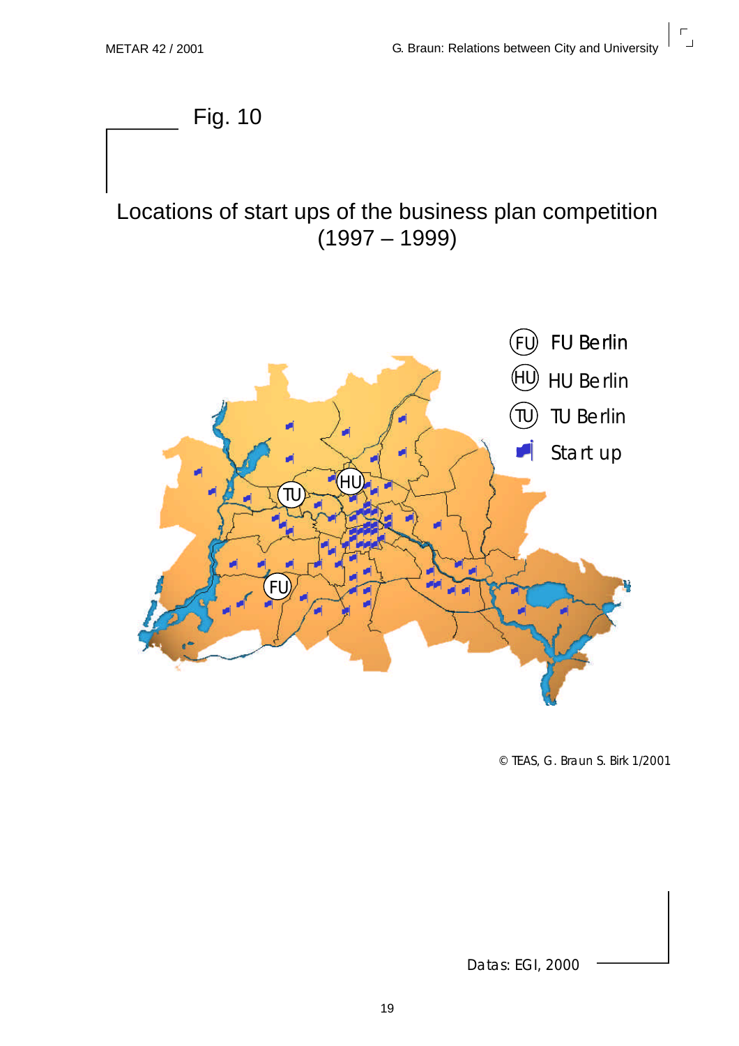Fig. 10

## Locations of start ups of the business plan competition (1997 – 1999)

FU Berlin
HU Berlin
TU Berlin
Start up

© TEAS, G. Braun S. Birk 1/2001

Datas: EGI, 2000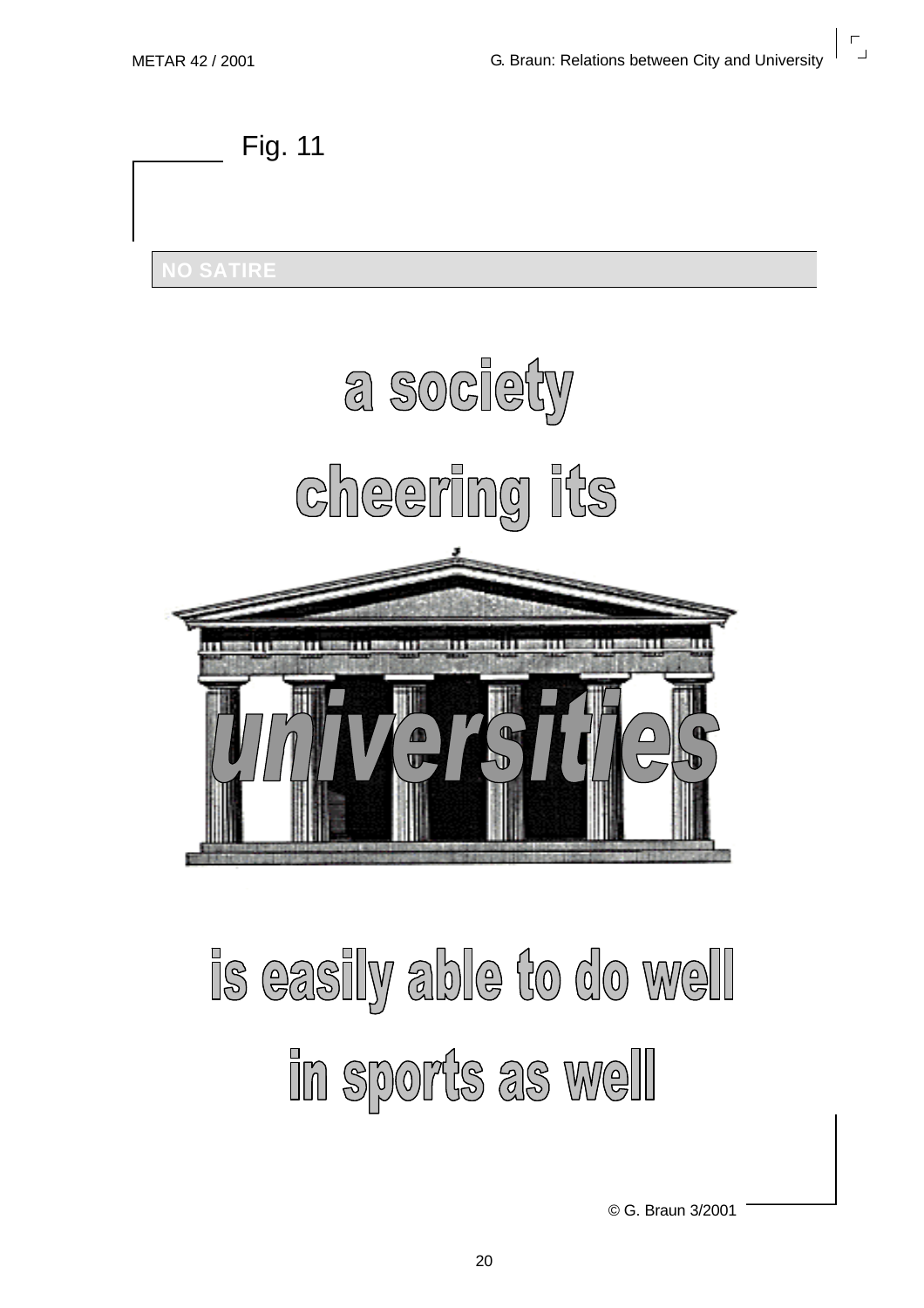Fig. 11

**NO SATIRE**

a society

cheering its

universities

is easily able to do well

in sports as well

© G. Braun 3/2001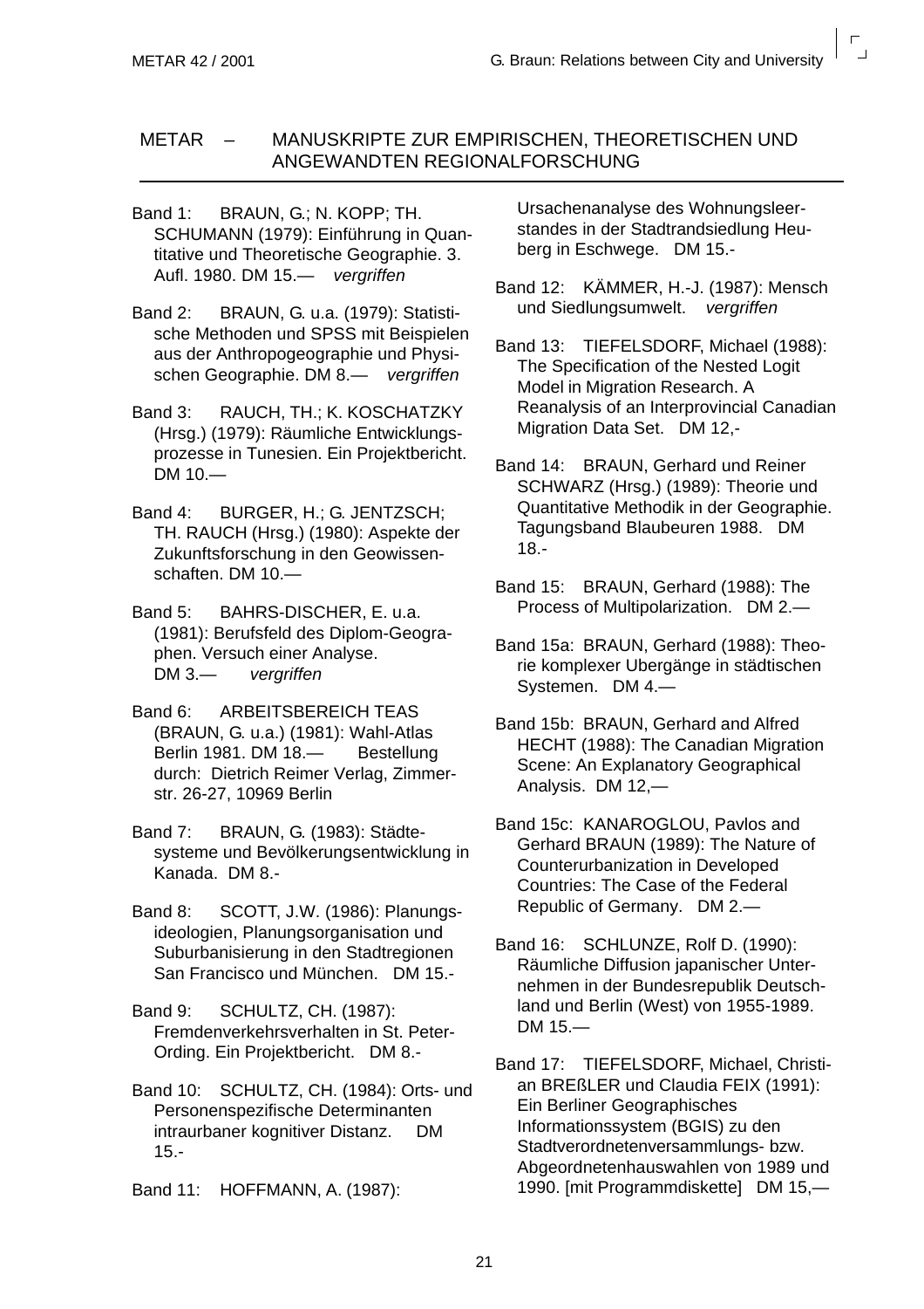# METAR – MANUSKRIPTE ZUR EMPIRISCHEN, THEORETISCHEN UND ANGEWANDTEN REGIONALFORSCHUNG

Band 1: BRAUN, G.; N. KOPP; TH. SCHUMANN (1979): Einführung in Quantitative und Theoretische Geographie. 3. Aufl. 1980. DM 15.— *vergriffen*

Band 2: BRAUN, G. u.a. (1979): Statistische Methoden und SPSS mit Beispielen aus der Anthropogeographie und Physischen Geographie. DM 8.— *vergriffen*

Band 3: RAUCH, TH.; K. KOSCHATZKY (Hrsg.) (1979): Räumliche Entwicklungsprozesse in Tunesien. Ein Projektbericht. DM 10.—

Band 4: BURGER, H.; G. JENTZSCH; TH. RAUCH (Hrsg.) (1980): Aspekte der Zukunftsforschung in den Geowissenschaften. DM 10.—

Band 5: BAHRS-DISCHER, E. u.a. (1981): Berufsfeld des Diplom-Geographen. Versuch einer Analyse. DM 3.— *vergriffen*

Band 6: ARBEITSBEREICH TEAS (BRAUN, G. u.a.) (1981): Wahl-Atlas Berlin 1981. DM 18.— Bestellung durch: Dietrich Reimer Verlag, Zimmerstr. 26-27, 10969 Berlin

Band 7: BRAUN, G. (1983): Städtesysteme und Bevölkerungsentwicklung in Kanada. DM 8.-

Band 8: SCOTT, J.W. (1986): Planungsideologien, Planungsorganisation und Suburbanisierung in den Stadtregionen San Francisco und München. DM 15.-

Band 9: SCHULTZ, CH. (1987): Fremdenverkehrsverhalten in St. Peter-Ording. Ein Projektbericht. DM 8.-

Band 10: SCHULTZ, CH. (1984): Orts- und Personenspezifische Determinanten intraurbaner kognitiver Distanz. DM 15.-

Band 11: HOFFMANN, A. (1987): Ursachenanalyse des Wohnungsleerstandes in der Stadtrandsiedlung Heuberg in Eschwege. DM 15.-

Band 12: KÄMMER, H.-J. (1987): Mensch und Siedlungsumwelt. *vergriffen*

Band 13: TIEFELSDORF, Michael (1988): The Specification of the Nested Logit Model in Migration Research. A Reanalysis of an Interprovincial Canadian Migration Data Set. DM 12,-

Band 14: BRAUN, Gerhard und Reiner SCHWARZ (Hrsg.) (1989): Theorie und Quantitative Methodik in der Geographie. Tagungsband Blaubeuren 1988. DM 18.-

Band 15: BRAUN, Gerhard (1988): The Process of Multipolarization. DM 2.—

Band 15a: BRAUN, Gerhard (1988): Theorie komplexer Ubergänge in städtischen Systemen. DM 4.—

Band 15b: BRAUN, Gerhard and Alfred HECHT (1988): The Canadian Migration Scene: An Explanatory Geographical Analysis. DM 12,—

Band 15c: KANAROGLOU, Pavlos and Gerhard BRAUN (1989): The Nature of Counterurbanization in Developed Countries: The Case of the Federal Republic of Germany. DM 2.—

Band 16: SCHLUNZE, Rolf D. (1990): Räumliche Diffusion japanischer Unternehmen in der Bundesrepublik Deutschland und Berlin (West) von 1955-1989. DM 15.—

Band 17: TIEFELSDORF, Michael, Christian BREßLER und Claudia FEIX (1991): Ein Berliner Geographisches Informationssystem (BGIS) zu den Stadtverordnetenversammlungs- bzw. Abgeordnetenhauswahlen von 1989 und 1990. [mit Programmdiskette] DM 15,—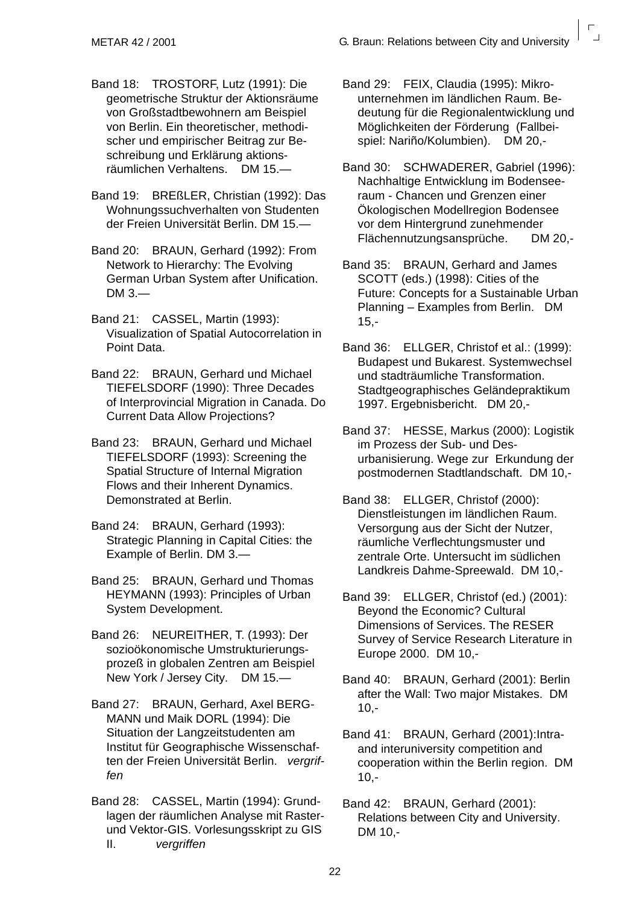Band 18: TROSTORF, Lutz (1991): Die geometrische Struktur der Aktionsräume von Großstadtbewohnern am Beispiel von Berlin. Ein theoretischer, methodischer und empirischer Beitrag zur Beschreibung und Erklärung aktionsräumlichen Verhaltens. DM 15.—

Band 19: BREßLER, Christian (1992): Das Wohnungssuchverhalten von Studenten der Freien Universität Berlin. DM 15.—

Band 20: BRAUN, Gerhard (1992): From Network to Hierarchy: The Evolving German Urban System after Unification. DM 3.—

Band 21: CASSEL, Martin (1993): Visualization of Spatial Autocorrelation in Point Data.

Band 22: BRAUN, Gerhard und Michael TIEFELSDORF (1990): Three Decades of Interprovincial Migration in Canada. Do Current Data Allow Projections?

Band 23: BRAUN, Gerhard und Michael TIEFELSDORF (1993): Screening the Spatial Structure of Internal Migration Flows and their Inherent Dynamics. Demonstrated at Berlin.

Band 24: BRAUN, Gerhard (1993): Strategic Planning in Capital Cities: the Example of Berlin. DM 3.—

Band 25: BRAUN, Gerhard und Thomas HEYMANN (1993): Principles of Urban System Development.

Band 26: NEUREITHER, T. (1993): Der sozioökonomische Umstrukturierungsprozeß in globalen Zentren am Beispiel New York / Jersey City. DM 15.—

Band 27: BRAUN, Gerhard, Axel BERGMANN und Maik DORL (1994): Die Situation der Langzeitstudenten am Institut für Geographische Wissenschaften der Freien Universität Berlin. *vergriffen*

Band 28: CASSEL, Martin (1994): Grundlagen der räumlichen Analyse mit Raster- und Vektor-GIS. Vorlesungsskript zu GIS II. *vergriffen*

Band 29: FEIX, Claudia (1995): Mikrounternehmen im ländlichen Raum. Bedeutung für die Regionalentwicklung und Möglichkeiten der Förderung (Fallbeispiel: Nariño/Kolumbien). DM 20,-

Band 30: SCHWADERER, Gabriel (1996): Nachhaltige Entwicklung im Bodenseeraum - Chancen und Grenzen einer Ökologischen Modellregion Bodensee vor dem Hintergrund zunehmender Flächennutzungsansprüche. DM 20,-

Band 35: BRAUN, Gerhard and James SCOTT (eds.) (1998): Cities of the Future: Concepts for a Sustainable Urban Planning – Examples from Berlin. DM 15,-

Band 36: ELLGER, Christof et al.: (1999): Budapest und Bukarest. Systemwechsel und stadträumliche Transformation. Stadtgeographisches Geländepraktikum 1997. Ergebnisbericht. DM 20,-

Band 37: HESSE, Markus (2000): Logistik im Prozess der Sub- und Desurbanisierung. Wege zur Erkundung der postmodernen Stadtlandschaft. DM 10,-

Band 38: ELLGER, Christof (2000): Dienstleistungen im ländlichen Raum. Versorgung aus der Sicht der Nutzer, räumliche Verflechtungsmuster und zentrale Orte. Untersucht im südlichen Landkreis Dahme-Spreewald. DM 10,-

Band 39: ELLGER, Christof (ed.) (2001): Beyond the Economic? Cultural Dimensions of Services. The RESER Survey of Service Research Literature in Europe 2000. DM 10,-

Band 40: BRAUN, Gerhard (2001): Berlin after the Wall: Two major Mistakes. DM 10,-

Band 41: BRAUN, Gerhard (2001):Intra- and interuniversity competition and cooperation within the Berlin region. DM 10,-

Band 42: BRAUN, Gerhard (2001): Relations between City and University. DM 10,-